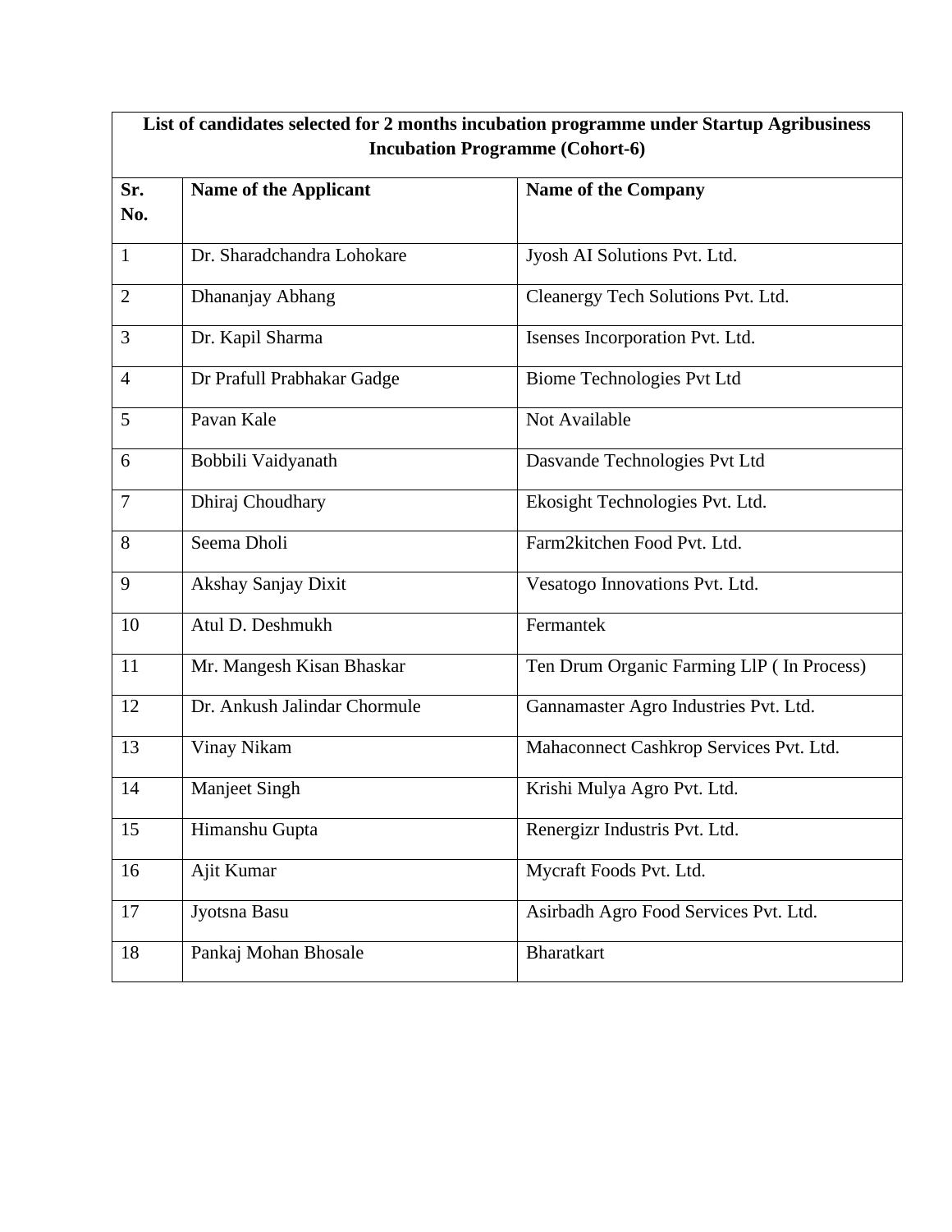| List of candidates selected for 2 months incubation programme under Startup Agribusiness Incubation Programme (Cohort-6) | | |
|---|---|---|
| **Sr. No.** | **Name of the Applicant** | **Name of the Company** |
| 1 | Dr. Sharadchandra Lohokare | Jyosh AI Solutions Pvt. Ltd. |
| 2 | Dhananjay Abhang | Cleanergy Tech Solutions Pvt. Ltd. |
| 3 | Dr. Kapil Sharma | Isenses Incorporation Pvt. Ltd. |
| 4 | Dr Prafull Prabhakar Gadge | Biome Technologies Pvt Ltd |
| 5 | Pavan Kale | Not Available |
| 6 | Bobbili Vaidyanath | Dasvande Technologies Pvt Ltd |
| 7 | Dhiraj Choudhary | Ekosight Technologies Pvt. Ltd. |
| 8 | Seema Dholi | Farm2kitchen Food Pvt. Ltd. |
| 9 | Akshay Sanjay Dixit | Vesatogo Innovations Pvt. Ltd. |
| 10 | Atul D. Deshmukh | Fermantek |
| 11 | Mr. Mangesh Kisan Bhaskar | Ten Drum Organic Farming LlP ( In Process) |
| 12 | Dr. Ankush Jalindar Chormule | Gannamaster Agro Industries Pvt. Ltd. |
| 13 | Vinay Nikam | Mahaconnect Cashkrop Services Pvt. Ltd. |
| 14 | Manjeet Singh | Krishi Mulya Agro Pvt. Ltd. |
| 15 | Himanshu Gupta | Renergizr Industris Pvt. Ltd. |
| 16 | Ajit Kumar | Mycraft Foods Pvt. Ltd. |
| 17 | Jyotsna Basu | Asirbadh Agro Food Services Pvt. Ltd. |
| 18 | Pankaj Mohan Bhosale | Bharatkart |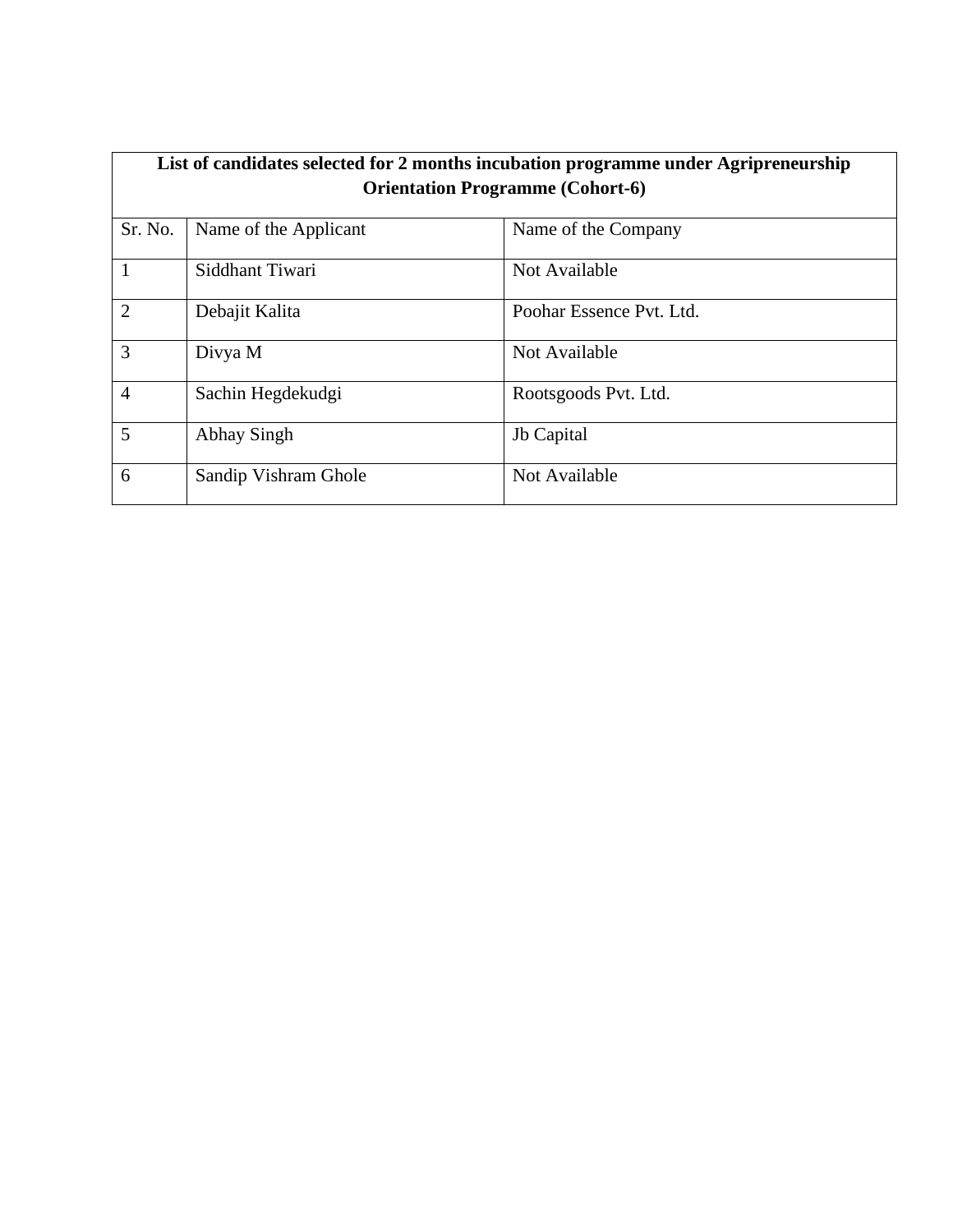**List of candidates selected for 2 months incubation programme under Agripreneurship Orientation Programme (Cohort-6)**

| Sr. No. | Name of the Applicant | Name of the Company |
|---|---|---|
| 1 | Siddhant Tiwari | Not Available |
| 2 | Debajit Kalita | Poohar Essence Pvt. Ltd. |
| 3 | Divya M | Not Available |
| 4 | Sachin Hegdekudgi | Rootsgoods Pvt. Ltd. |
| 5 | Abhay Singh | Jb Capital |
| 6 | Sandip Vishram Ghole | Not Available |